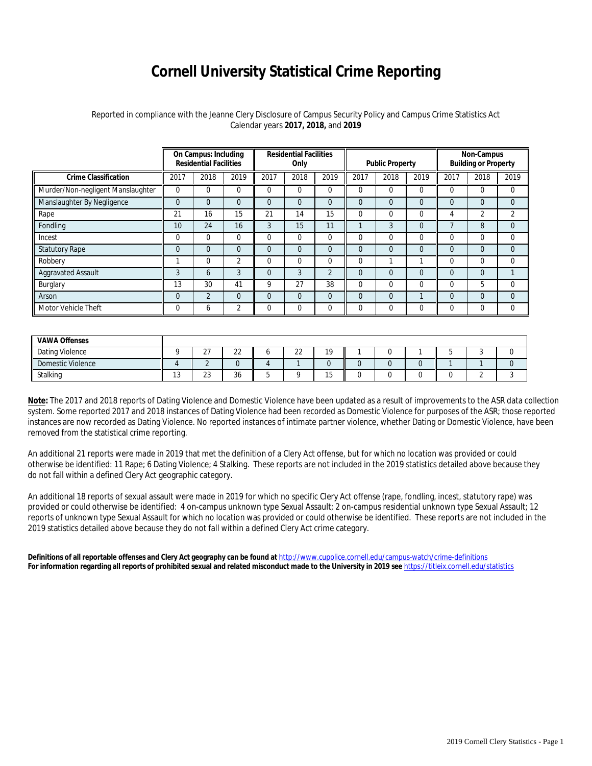# Cornell University Statistical Crime Reporting

Reported in compliance with the Jeanne Clery Disclosure of Campus Security Policy and Campus Crime Statistics Act
Calendar years **2017, 2018,** and **2019**

| | On Campus: Including Residential Facilities | | | Residential Facilities Only | | | Public Property | | | Non-Campus Building or Property | | |
|---|---|---|---|---|---|---|---|---|---|---|---|---|
| **Crime Classification** | 2017 | 2018 | 2019 | 2017 | 2018 | 2019 | 2017 | 2018 | 2019 | 2017 | 2018 | 2019 |
| Murder/Non-negligent Manslaughter | 0 | 0 | 0 | 0 | 0 | 0 | 0 | 0 | 0 | 0 | 0 | 0 |
| Manslaughter By Negligence | 0 | 0 | 0 | 0 | 0 | 0 | 0 | 0 | 0 | 0 | 0 | 0 |
| Rape | 21 | 16 | 15 | 21 | 14 | 15 | 0 | 0 | 0 | 4 | 2 | 2 |
| Fondling | 10 | 24 | 16 | 3 | 15 | 11 | 1 | 3 | 0 | 7 | 8 | 0 |
| Incest | 0 | 0 | 0 | 0 | 0 | 0 | 0 | 0 | 0 | 0 | 0 | 0 |
| Statutory Rape | 0 | 0 | 0 | 0 | 0 | 0 | 0 | 0 | 0 | 0 | 0 | 0 |
| Robbery | 1 | 0 | 2 | 0 | 0 | 0 | 0 | 1 | 1 | 0 | 0 | 0 |
| Aggravated Assault | 3 | 6 | 3 | 0 | 3 | 2 | 0 | 0 | 0 | 0 | 0 | 1 |
| Burglary | 13 | 30 | 41 | 9 | 27 | 38 | 0 | 0 | 0 | 0 | 5 | 0 |
| Arson | 0 | 2 | 0 | 0 | 0 | 0 | 0 | 0 | 1 | 0 | 0 | 0 |
| Motor Vehicle Theft | 0 | 6 | 2 | 0 | 0 | 0 | 0 | 0 | 0 | 0 | 0 | 0 |
| **VAWA Offenses** | | | | | | | | | | | | |
| Dating Violence | 9 | 27 | 22 | 6 | 22 | 19 | 1 | 0 | 1 | 5 | 3 | 0 |
| Domestic Violence | 4 | 2 | 0 | 4 | 1 | 0 | 0 | 0 | 0 | 1 | 1 | 0 |
| Stalking | 13 | 23 | 36 | 5 | 9 | 15 | 0 | 0 | 0 | 0 | 2 | 3 |

**Note:** The 2017 and 2018 reports of Dating Violence and Domestic Violence have been updated as a result of improvements to the ASR data collection system. Some reported 2017 and 2018 instances of Dating Violence had been recorded as Domestic Violence for purposes of the ASR; those reported instances are now recorded as Dating Violence. No reported instances of intimate partner violence, whether Dating or Domestic Violence, have been removed from the statistical crime reporting.

An additional 21 reports were made in 2019 that met the definition of a Clery Act offense, but for which no location was provided or could otherwise be identified: 11 Rape; 6 Dating Violence; 4 Stalking. These reports are not included in the 2019 statistics detailed above because they do not fall within a defined Clery Act geographic category.

An additional 18 reports of sexual assault were made in 2019 for which no specific Clery Act offense (rape, fondling, incest, statutory rape) was provided or could otherwise be identified: 4 on-campus unknown type Sexual Assault; 2 on-campus residential unknown type Sexual Assault; 12 reports of unknown type Sexual Assault for which no location was provided or could otherwise be identified. These reports are not included in the 2019 statistics detailed above because they do not fall within a defined Clery Act crime category.

**Definitions of all reportable offenses and Clery Act geography can be found at** http://www.cupolice.cornell.edu/campus-watch/crime-definitions
**For information regarding all reports of prohibited sexual and related misconduct made to the University in 2019 see** https://titleix.cornell.edu/statistics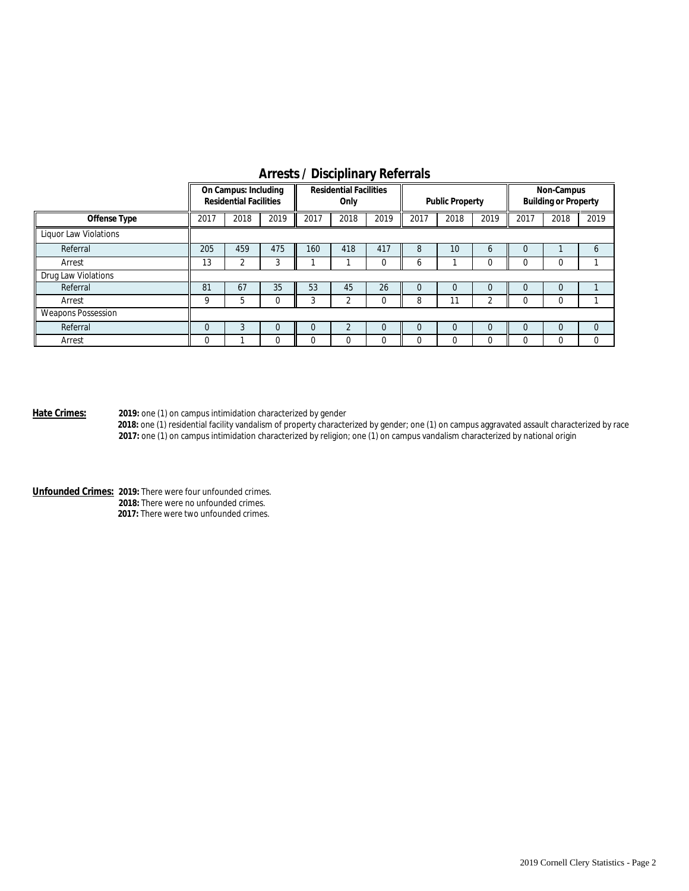## Arrests / Disciplinary Referrals

| | On Campus: Including Residential Facilities | | | Residential Facilities Only | | | Public Property | | | Non-Campus Building or Property | | |
|---|---|---|---|---|---|---|---|---|---|---|---|---|
| **Offense Type** | 2017 | 2018 | 2019 | 2017 | 2018 | 2019 | 2017 | 2018 | 2019 | 2017 | 2018 | 2019 |
| Liquor Law Violations | | | | | | | | | | | | |
| Referral | 205 | 459 | 475 | 160 | 418 | 417 | 8 | 10 | 6 | 0 | 1 | 6 |
| Arrest | 13 | 2 | 3 | 1 | 1 | 0 | 6 | 1 | 0 | 0 | 0 | 1 |
| Drug Law Violations | | | | | | | | | | | | |
| Referral | 81 | 67 | 35 | 53 | 45 | 26 | 0 | 0 | 0 | 0 | 0 | 1 |
| Arrest | 9 | 5 | 0 | 3 | 2 | 0 | 8 | 11 | 2 | 0 | 0 | 1 |
| Weapons Possession | | | | | | | | | | | | |
| Referral | 0 | 3 | 0 | 0 | 2 | 0 | 0 | 0 | 0 | 0 | 0 | 0 |
| Arrest | 0 | 1 | 0 | 0 | 0 | 0 | 0 | 0 | 0 | 0 | 0 | 0 |

**Hate Crimes:**

**2019:** one (1) on campus intimidation characterized by gender
**2018:** one (1) residential facility vandalism of property characterized by gender; one (1) on campus aggravated assault characterized by race
**2017:** one (1) on campus intimidation characterized by religion; one (1) on campus vandalism characterized by national origin

**Unfounded Crimes:**

**2019:** There were four unfounded crimes.
**2018:** There were no unfounded crimes.
**2017:** There were two unfounded crimes.